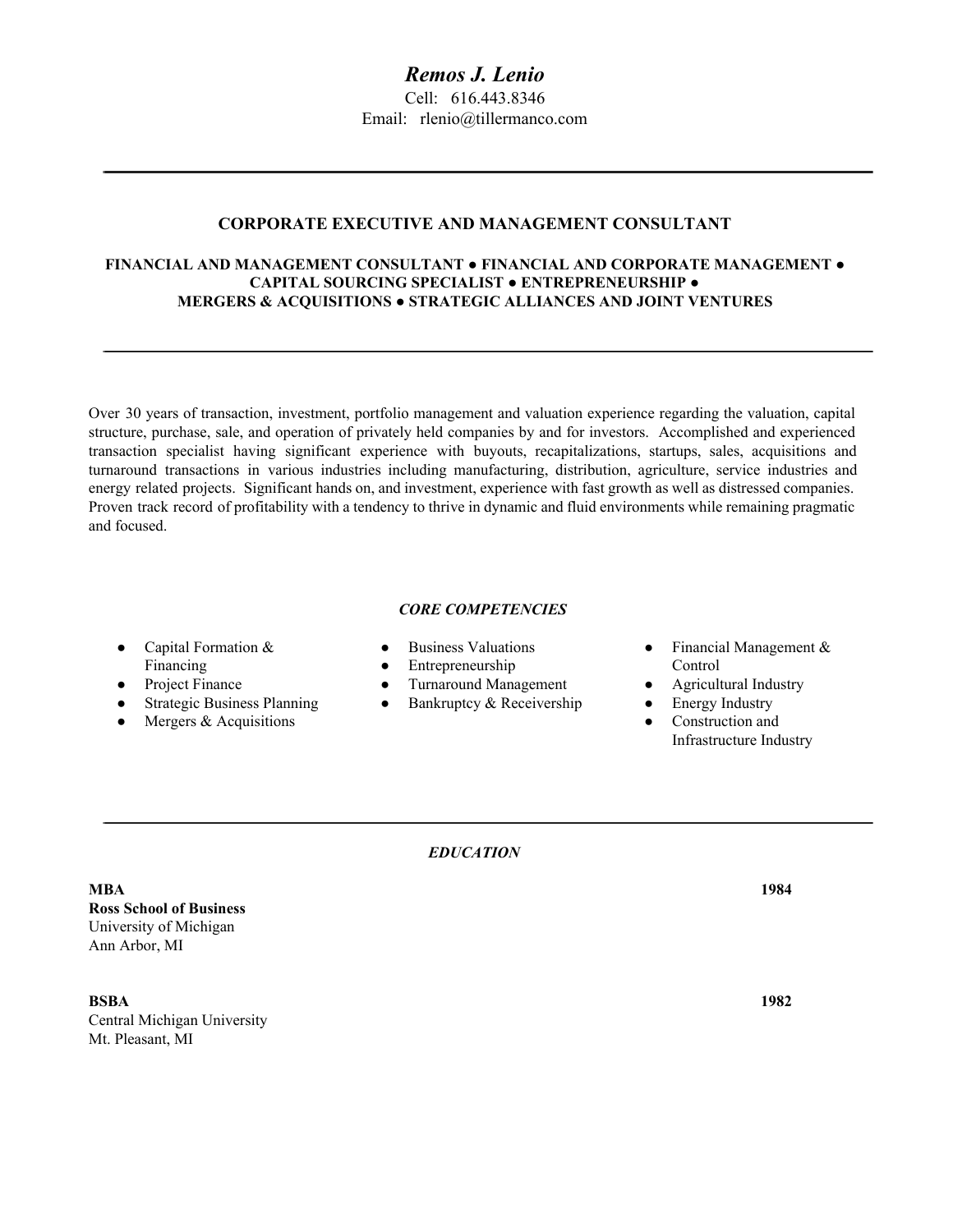# *Remos J. Lenio*

Cell: 616.443.8346
Email: rlenio@tillermanco.com

---

## CORPORATE EXECUTIVE AND MANAGEMENT CONSULTANT

**FINANCIAL AND MANAGEMENT CONSULTANT ● FINANCIAL AND CORPORATE MANAGEMENT ● CAPITAL SOURCING SPECIALIST ● ENTREPRENEURSHIP ● MERGERS & ACQUISITIONS ● STRATEGIC ALLIANCES AND JOINT VENTURES**

---

Over 30 years of transaction, investment, portfolio management and valuation experience regarding the valuation, capital structure, purchase, sale, and operation of privately held companies by and for investors. Accomplished and experienced transaction specialist having significant experience with buyouts, recapitalizations, startups, sales, acquisitions and turnaround transactions in various industries including manufacturing, distribution, agriculture, service industries and energy related projects. Significant hands on, and investment, experience with fast growth as well as distressed companies. Proven track record of profitability with a tendency to thrive in dynamic and fluid environments while remaining pragmatic and focused.

### *CORE COMPETENCIES*

- Capital Formation & Financing
- Project Finance
- Strategic Business Planning
- Mergers & Acquisitions
- Business Valuations
- Entrepreneurship
- Turnaround Management
- Bankruptcy & Receivership
- Financial Management & Control
- Agricultural Industry
- Energy Industry
- Construction and Infrastructure Industry

---

### *EDUCATION*

**MBA** — **1984**
**Ross School of Business**
University of Michigan
Ann Arbor, MI

**BSBA** — **1982**
Central Michigan University
Mt. Pleasant, MI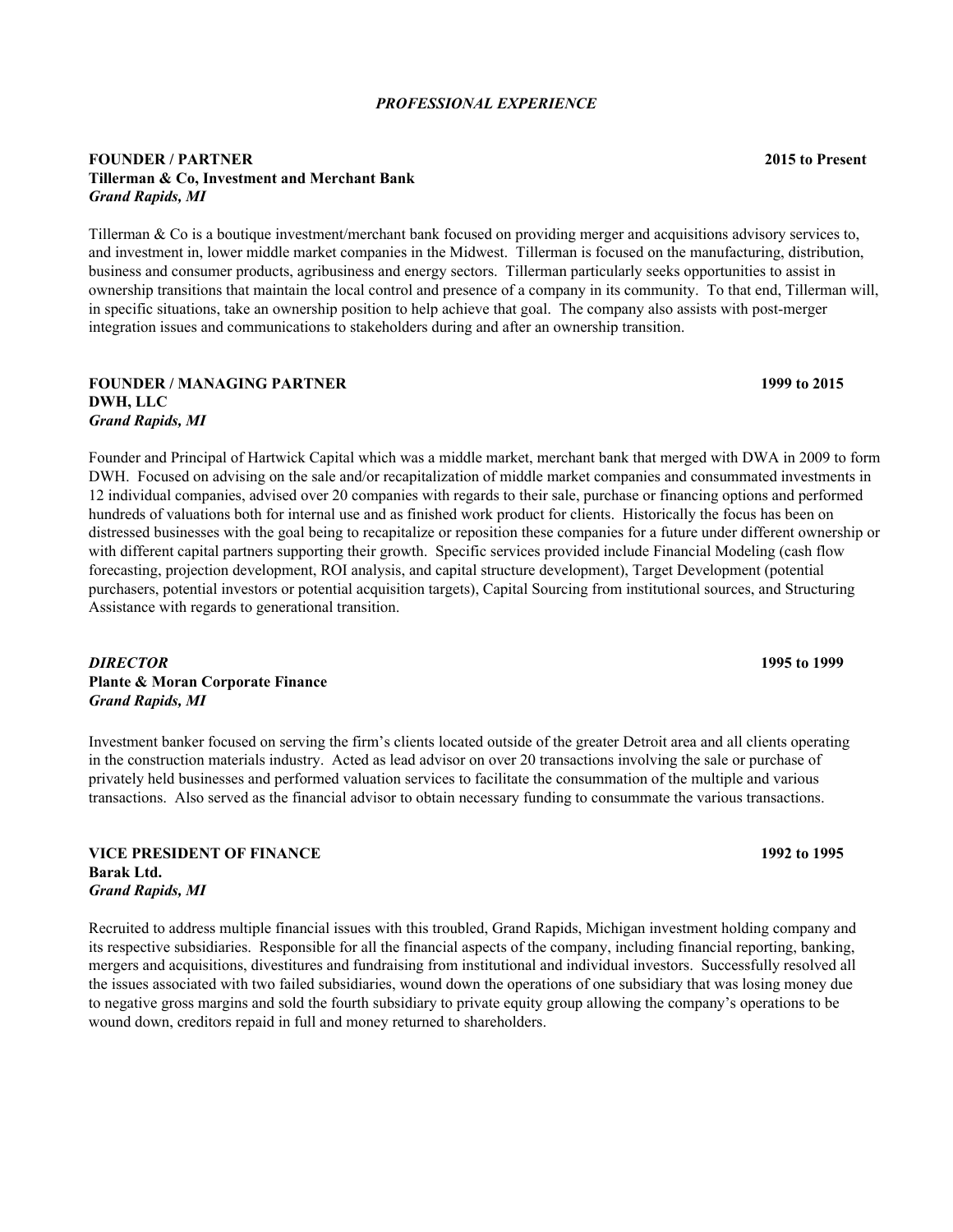## *PROFESSIONAL EXPERIENCE*

**FOUNDER / PARTNER** **2015 to Present**
**Tillerman & Co, Investment and Merchant Bank**
***Grand Rapids, MI***

Tillerman & Co is a boutique investment/merchant bank focused on providing merger and acquisitions advisory services to, and investment in, lower middle market companies in the Midwest. Tillerman is focused on the manufacturing, distribution, business and consumer products, agribusiness and energy sectors. Tillerman particularly seeks opportunities to assist in ownership transitions that maintain the local control and presence of a company in its community. To that end, Tillerman will, in specific situations, take an ownership position to help achieve that goal. The company also assists with post-merger integration issues and communications to stakeholders during and after an ownership transition.

**FOUNDER / MANAGING PARTNER** **1999 to 2015**
**DWH, LLC**
***Grand Rapids, MI***

Founder and Principal of Hartwick Capital which was a middle market, merchant bank that merged with DWA in 2009 to form DWH. Focused on advising on the sale and/or recapitalization of middle market companies and consummated investments in 12 individual companies, advised over 20 companies with regards to their sale, purchase or financing options and performed hundreds of valuations both for internal use and as finished work product for clients. Historically the focus has been on distressed businesses with the goal being to recapitalize or reposition these companies for a future under different ownership or with different capital partners supporting their growth. Specific services provided include Financial Modeling (cash flow forecasting, projection development, ROI analysis, and capital structure development), Target Development (potential purchasers, potential investors or potential acquisition targets), Capital Sourcing from institutional sources, and Structuring Assistance with regards to generational transition.

***DIRECTOR*** **1995 to 1999**
**Plante & Moran Corporate Finance**
***Grand Rapids, MI***

Investment banker focused on serving the firm's clients located outside of the greater Detroit area and all clients operating in the construction materials industry. Acted as lead advisor on over 20 transactions involving the sale or purchase of privately held businesses and performed valuation services to facilitate the consummation of the multiple and various transactions. Also served as the financial advisor to obtain necessary funding to consummate the various transactions.

**VICE PRESIDENT OF FINANCE** **1992 to 1995**
**Barak Ltd.**
***Grand Rapids, MI***

Recruited to address multiple financial issues with this troubled, Grand Rapids, Michigan investment holding company and its respective subsidiaries. Responsible for all the financial aspects of the company, including financial reporting, banking, mergers and acquisitions, divestitures and fundraising from institutional and individual investors. Successfully resolved all the issues associated with two failed subsidiaries, wound down the operations of one subsidiary that was losing money due to negative gross margins and sold the fourth subsidiary to private equity group allowing the company's operations to be wound down, creditors repaid in full and money returned to shareholders.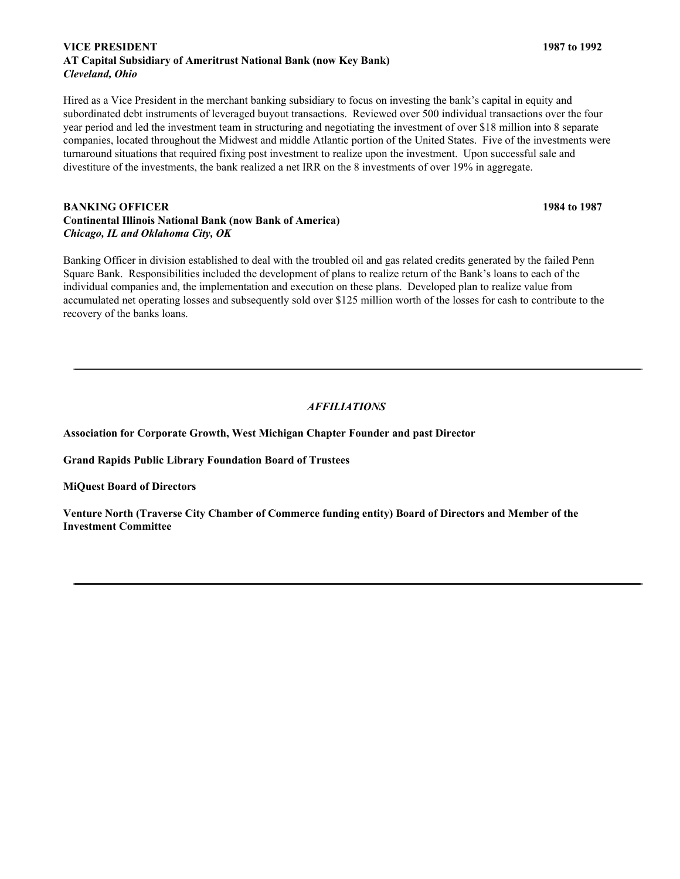**VICE PRESIDENT** **1987 to 1992**
**AT Capital Subsidiary of Ameritrust National Bank (now Key Bank)**
***Cleveland, Ohio***

Hired as a Vice President in the merchant banking subsidiary to focus on investing the bank's capital in equity and subordinated debt instruments of leveraged buyout transactions. Reviewed over 500 individual transactions over the four year period and led the investment team in structuring and negotiating the investment of over $18 million into 8 separate companies, located throughout the Midwest and middle Atlantic portion of the United States. Five of the investments were turnaround situations that required fixing post investment to realize upon the investment. Upon successful sale and divestiture of the investments, the bank realized a net IRR on the 8 investments of over 19% in aggregate.

**BANKING OFFICER** **1984 to 1987**
**Continental Illinois National Bank (now Bank of America)**
***Chicago, IL and Oklahoma City, OK***

Banking Officer in division established to deal with the troubled oil and gas related credits generated by the failed Penn Square Bank. Responsibilities included the development of plans to realize return of the Bank's loans to each of the individual companies and, the implementation and execution on these plans. Developed plan to realize value from accumulated net operating losses and subsequently sold over $125 million worth of the losses for cash to contribute to the recovery of the banks loans.

---

## *AFFILIATIONS*

**Association for Corporate Growth, West Michigan Chapter Founder and past Director**

**Grand Rapids Public Library Foundation Board of Trustees**

**MiQuest Board of Directors**

**Venture North (Traverse City Chamber of Commerce funding entity) Board of Directors and Member of the Investment Committee**

---